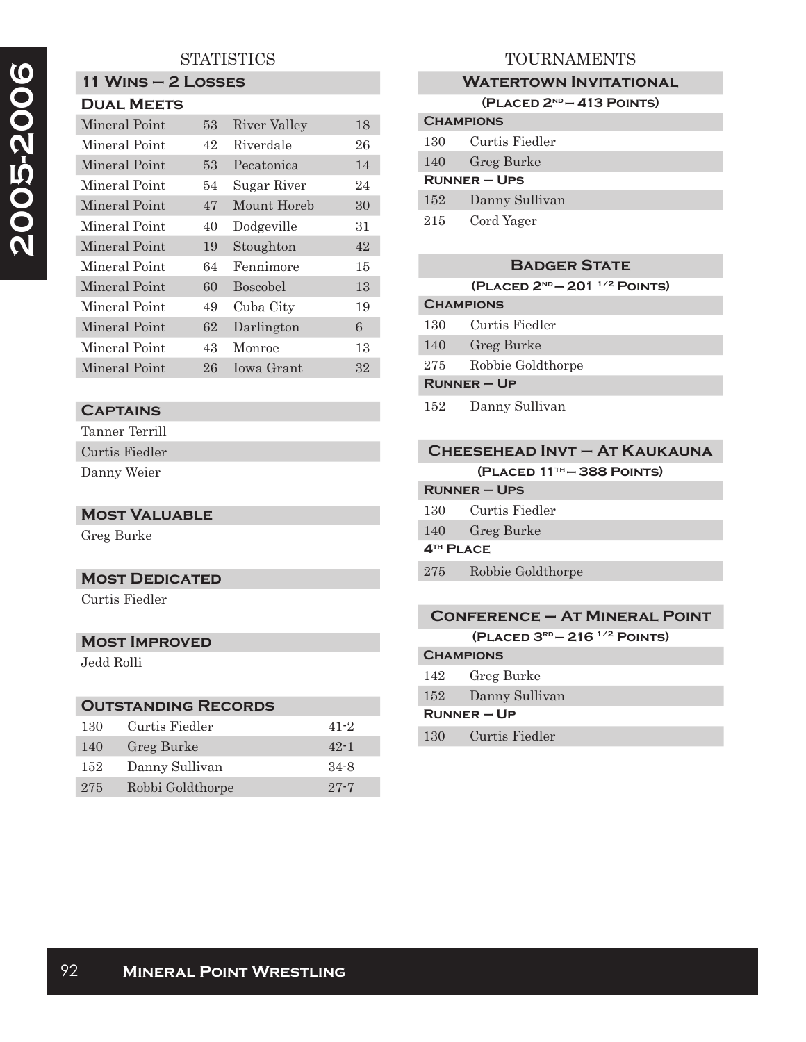# 2005-2006

## STATISTICS

### 11 Wins – 2 Losses

#### Dual Meets

| | | | |
|---|---|---|---|
| Mineral Point | 53 | River Valley | 18 |
| Mineral Point | 42 | Riverdale | 26 |
| Mineral Point | 53 | Pecatonica | 14 |
| Mineral Point | 54 | Sugar River | 24 |
| Mineral Point | 47 | Mount Horeb | 30 |
| Mineral Point | 40 | Dodgeville | 31 |
| Mineral Point | 19 | Stoughton | 42 |
| Mineral Point | 64 | Fennimore | 15 |
| Mineral Point | 60 | Boscobel | 13 |
| Mineral Point | 49 | Cuba City | 19 |
| Mineral Point | 62 | Darlington | 6 |
| Mineral Point | 43 | Monroe | 13 |
| Mineral Point | 26 | Iowa Grant | 32 |

### Captains

Tanner Terrill
Curtis Fiedler
Danny Weier

### Most Valuable

Greg Burke

### Most Dedicated

Curtis Fiedler

### Most Improved

Jedd Rolli

### Outstanding Records

| | | |
|---|---|---|
| 130 | Curtis Fiedler | 41-2 |
| 140 | Greg Burke | 42-1 |
| 152 | Danny Sullivan | 34-8 |
| 275 | Robbi Goldthorpe | 27-7 |

## TOURNAMENTS

### Watertown Invitational

**(Placed 2nd – 413 Points)**

**Champions**

| | |
|---|---|
| 130 | Curtis Fiedler |
| 140 | Greg Burke |

**Runner – Ups**

| | |
|---|---|
| 152 | Danny Sullivan |
| 215 | Cord Yager |

### Badger State

**(Placed 2nd – 201 1/2 Points)**

**Champions**

| | |
|---|---|
| 130 | Curtis Fiedler |
| 140 | Greg Burke |
| 275 | Robbie Goldthorpe |

**Runner – Up**

| | |
|---|---|
| 152 | Danny Sullivan |

### Cheesehead Invt – At Kaukauna

**(Placed 11th – 388 Points)**

**Runner – Ups**

| | |
|---|---|
| 130 | Curtis Fiedler |
| 140 | Greg Burke |

**4th Place**

| | |
|---|---|
| 275 | Robbie Goldthorpe |

### Conference – At Mineral Point

**(Placed 3rd – 216 1/2 Points)**

**Champions**

| | |
|---|---|
| 142 | Greg Burke |
| 152 | Danny Sullivan |

**Runner – Up**

| | |
|---|---|
| 130 | Curtis Fiedler |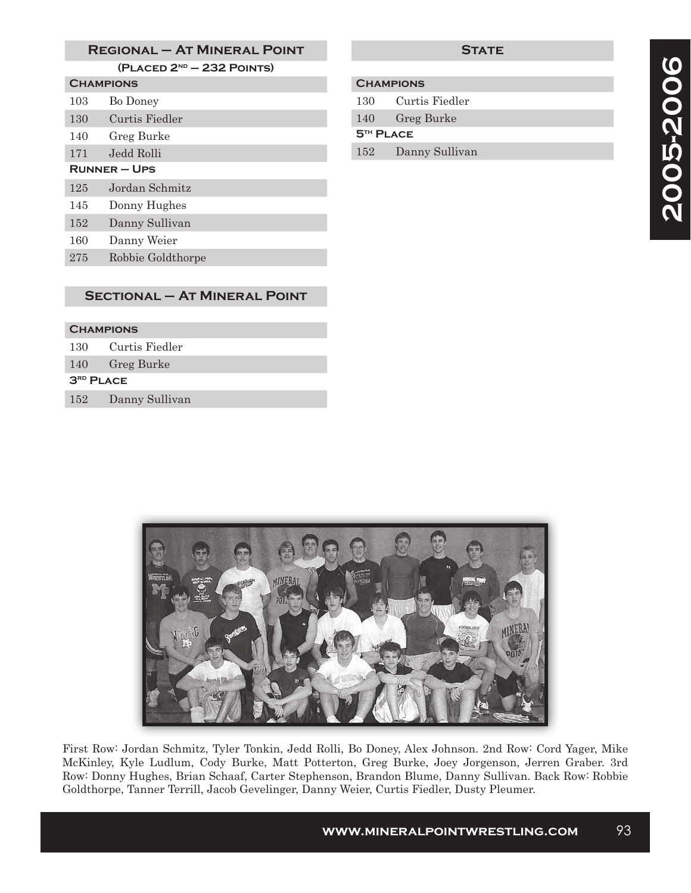## Regional – At Mineral Point

**(Placed 2nd – 232 Points)**

| | |
|---|---|
| **Champions** | |
| 103 | Bo Doney |
| 130 | Curtis Fiedler |
| 140 | Greg Burke |
| 171 | Jedd Rolli |
| **Runner – Ups** | |
| 125 | Jordan Schmitz |
| 145 | Donny Hughes |
| 152 | Danny Sullivan |
| 160 | Danny Weier |
| 275 | Robbie Goldthorpe |

## Sectional – At Mineral Point

| | |
|---|---|
| **Champions** | |
| 130 | Curtis Fiedler |
| 140 | Greg Burke |
| **3rd Place** | |
| 152 | Danny Sullivan |

## State

| | |
|---|---|
| **Champions** | |
| 130 | Curtis Fiedler |
| 140 | Greg Burke |
| **5th Place** | |
| 152 | Danny Sullivan |

2005-2006

First Row: Jordan Schmitz, Tyler Tonkin, Jedd Rolli, Bo Doney, Alex Johnson. 2nd Row: Cord Yager, Mike McKinley, Kyle Ludlum, Cody Burke, Matt Potterton, Greg Burke, Joey Jorgenson, Jerren Graber. 3rd Row: Donny Hughes, Brian Schaaf, Carter Stephenson, Brandon Blume, Danny Sullivan. Back Row: Robbie Goldthorpe, Tanner Terrill, Jacob Gevelinger, Danny Weier, Curtis Fiedler, Dusty Pleumer.